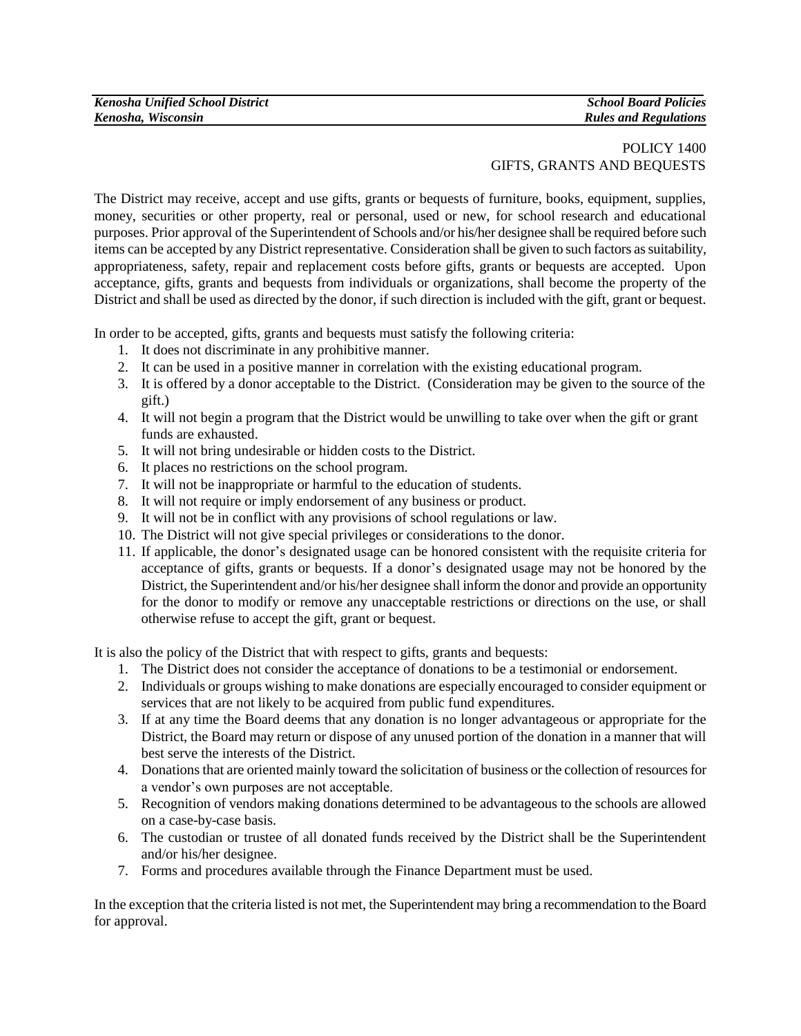*Kenosha Unified School District* | *School Board Policies*
*Kenosha, Wisconsin* | *Rules and Regulations*

POLICY 1400
GIFTS, GRANTS AND BEQUESTS

The District may receive, accept and use gifts, grants or bequests of furniture, books, equipment, supplies, money, securities or other property, real or personal, used or new, for school research and educational purposes. Prior approval of the Superintendent of Schools and/or his/her designee shall be required before such items can be accepted by any District representative. Consideration shall be given to such factors as suitability, appropriateness, safety, repair and replacement costs before gifts, grants or bequests are accepted. Upon acceptance, gifts, grants and bequests from individuals or organizations, shall become the property of the District and shall be used as directed by the donor, if such direction is included with the gift, grant or bequest.

In order to be accepted, gifts, grants and bequests must satisfy the following criteria:

1. It does not discriminate in any prohibitive manner.
2. It can be used in a positive manner in correlation with the existing educational program.
3. It is offered by a donor acceptable to the District. (Consideration may be given to the source of the gift.)
4. It will not begin a program that the District would be unwilling to take over when the gift or grant funds are exhausted.
5. It will not bring undesirable or hidden costs to the District.
6. It places no restrictions on the school program.
7. It will not be inappropriate or harmful to the education of students.
8. It will not require or imply endorsement of any business or product.
9. It will not be in conflict with any provisions of school regulations or law.
10. The District will not give special privileges or considerations to the donor.
11. If applicable, the donor's designated usage can be honored consistent with the requisite criteria for acceptance of gifts, grants or bequests. If a donor's designated usage may not be honored by the District, the Superintendent and/or his/her designee shall inform the donor and provide an opportunity for the donor to modify or remove any unacceptable restrictions or directions on the use, or shall otherwise refuse to accept the gift, grant or bequest.

It is also the policy of the District that with respect to gifts, grants and bequests:

1. The District does not consider the acceptance of donations to be a testimonial or endorsement.
2. Individuals or groups wishing to make donations are especially encouraged to consider equipment or services that are not likely to be acquired from public fund expenditures.
3. If at any time the Board deems that any donation is no longer advantageous or appropriate for the District, the Board may return or dispose of any unused portion of the donation in a manner that will best serve the interests of the District.
4. Donations that are oriented mainly toward the solicitation of business or the collection of resources for a vendor's own purposes are not acceptable.
5. Recognition of vendors making donations determined to be advantageous to the schools are allowed on a case-by-case basis.
6. The custodian or trustee of all donated funds received by the District shall be the Superintendent and/or his/her designee.
7. Forms and procedures available through the Finance Department must be used.

In the exception that the criteria listed is not met, the Superintendent may bring a recommendation to the Board for approval.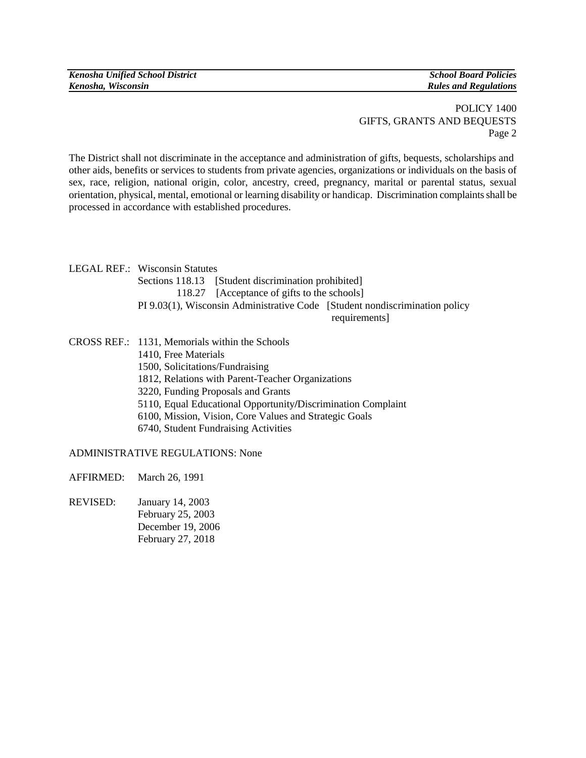The District shall not discriminate in the acceptance and administration of gifts, bequests, scholarships and other aids, benefits or services to students from private agencies, organizations or individuals on the basis of sex, race, religion, national origin, color, ancestry, creed, pregnancy, marital or parental status, sexual orientation, physical, mental, emotional or learning disability or handicap. Discrimination complaints shall be processed in accordance with established procedures.

LEGAL REF.: Wisconsin Statutes
Sections 118.13 [Student discrimination prohibited]
118.27 [Acceptance of gifts to the schools]
PI 9.03(1), Wisconsin Administrative Code [Student nondiscrimination policy requirements]

CROSS REF.: 1131, Memorials within the Schools
1410, Free Materials
1500, Solicitations/Fundraising
1812, Relations with Parent-Teacher Organizations
3220, Funding Proposals and Grants
5110, Equal Educational Opportunity/Discrimination Complaint
6100, Mission, Vision, Core Values and Strategic Goals
6740, Student Fundraising Activities

ADMINISTRATIVE REGULATIONS: None

AFFIRMED: March 26, 1991

REVISED: January 14, 2003
February 25, 2003
December 19, 2006
February 27, 2018